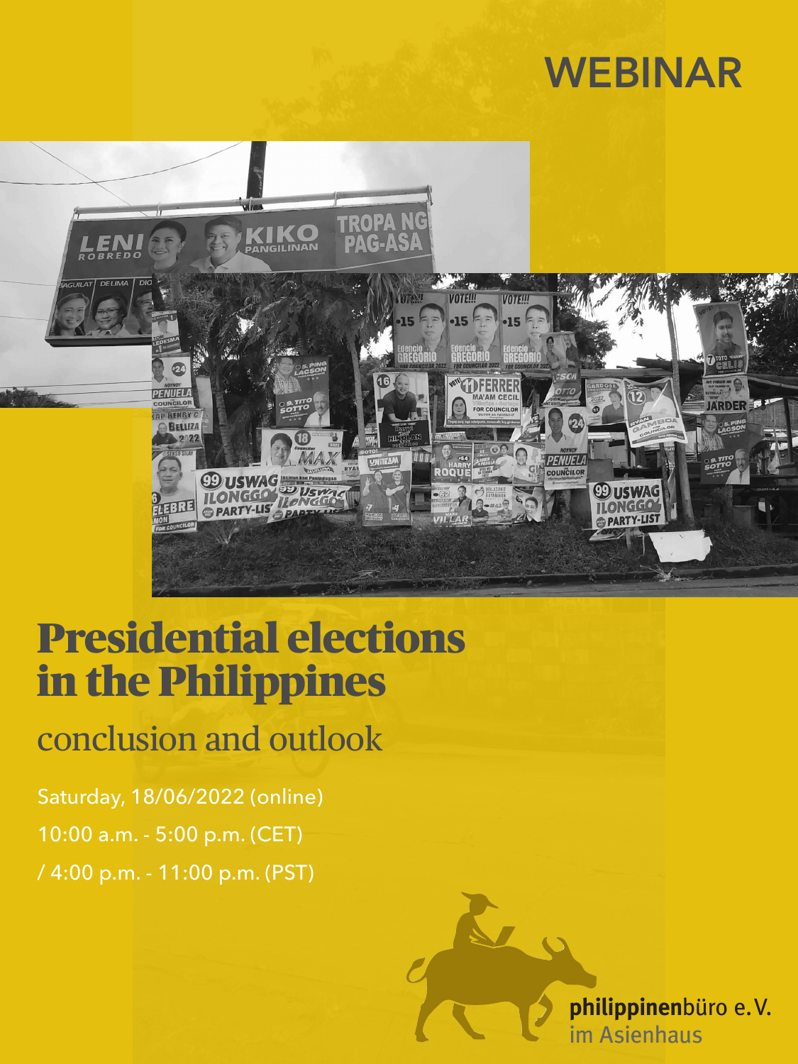WEBINAR

# Presidential elections in the Philippines

## conclusion and outlook

Saturday, 18/06/2022 (online)

10:00 a.m. - 5:00 p.m. (CET)

/ 4:00 p.m. - 11:00 p.m. (PST)

**philippinen**büro e.V.
im Asienhaus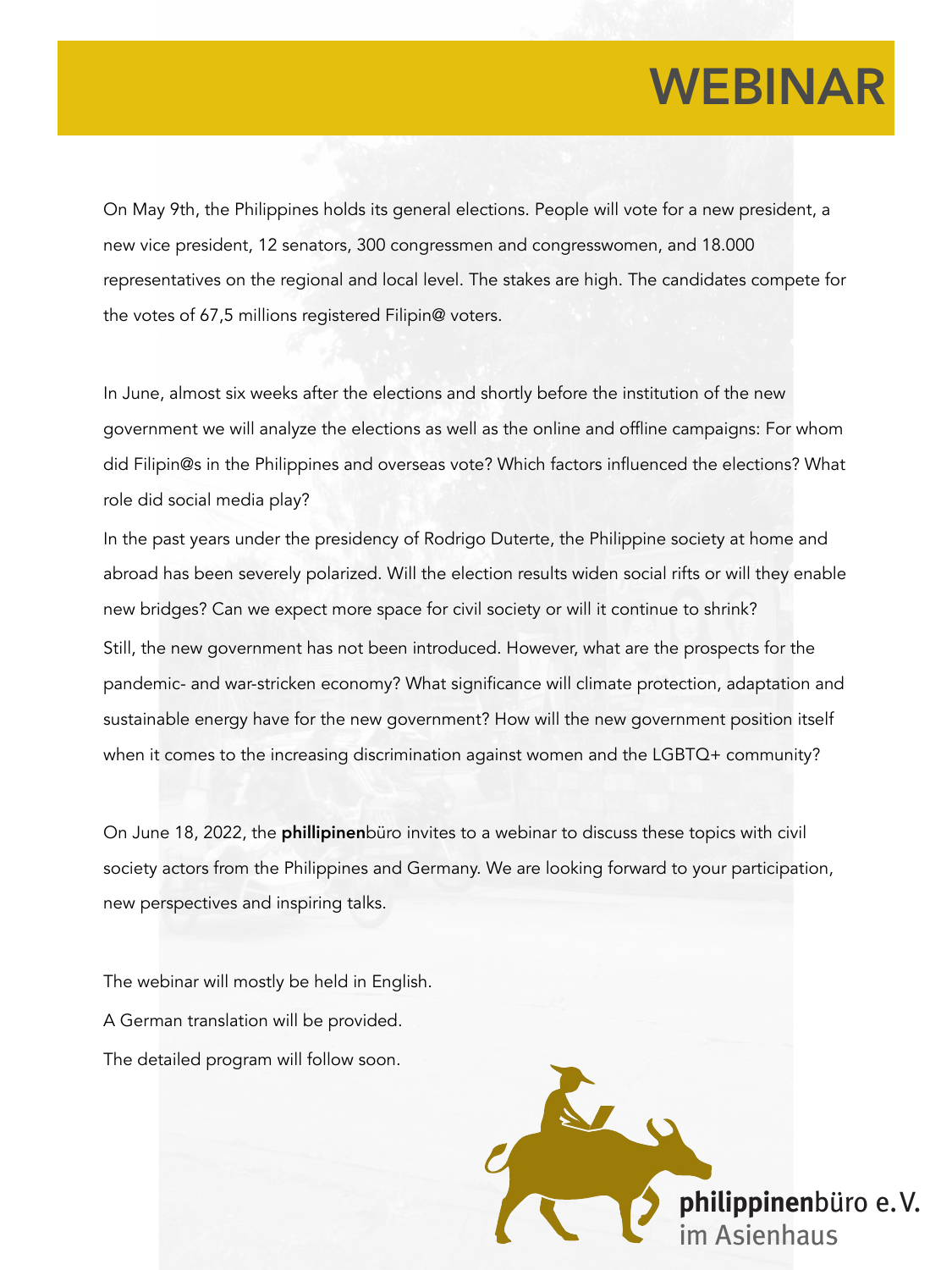# WEBINAR

On May 9th, the Philippines holds its general elections. People will vote for a new president, a new vice president, 12 senators, 300 congressmen and congresswomen, and 18.000 representatives on the regional and local level. The stakes are high. The candidates compete for the votes of 67,5 millions registered Filipin@ voters.

In June, almost six weeks after the elections and shortly before the institution of the new government we will analyze the elections as well as the online and offline campaigns: For whom did Filipin@s in the Philippines and overseas vote? Which factors influenced the elections? What role did social media play?

In the past years under the presidency of Rodrigo Duterte, the Philippine society at home and abroad has been severely polarized. Will the election results widen social rifts or will they enable new bridges? Can we expect more space for civil society or will it continue to shrink?

Still, the new government has not been introduced. However, what are the prospects for the pandemic- and war-stricken economy? What significance will climate protection, adaptation and sustainable energy have for the new government? How will the new government position itself when it comes to the increasing discrimination against women and the LGBTQ+ community?

On June 18, 2022, the **phillipinen**büro invites to a webinar to discuss these topics with civil society actors from the Philippines and Germany. We are looking forward to your participation, new perspectives and inspiring talks.

The webinar will mostly be held in English.

A German translation will be provided.

The detailed program will follow soon.

**philippinen**büro e.V.
im Asienhaus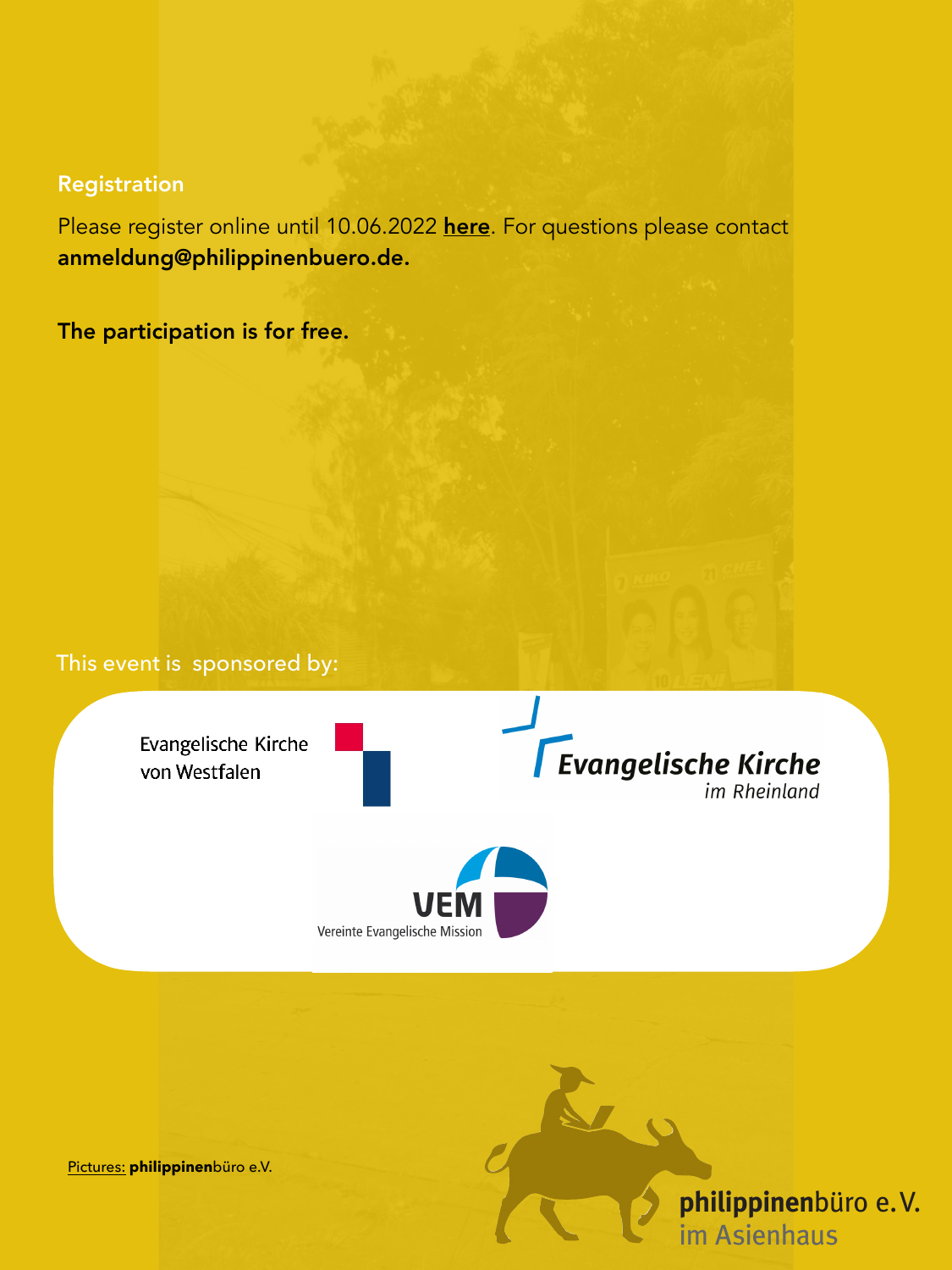## Registration

Please register online until 10.06.2022 **here**. For questions please contact **anmeldung@philippinenbuero.de.**

**The participation is for free.**

This event is sponsored by:

Evangelische Kirche von Westfalen

Evangelische Kirche im Rheinland

VEM Vereinte Evangelische Mission

Pictures: **philippinen**büro e.V.

**philippinen**büro e.V. im Asienhaus